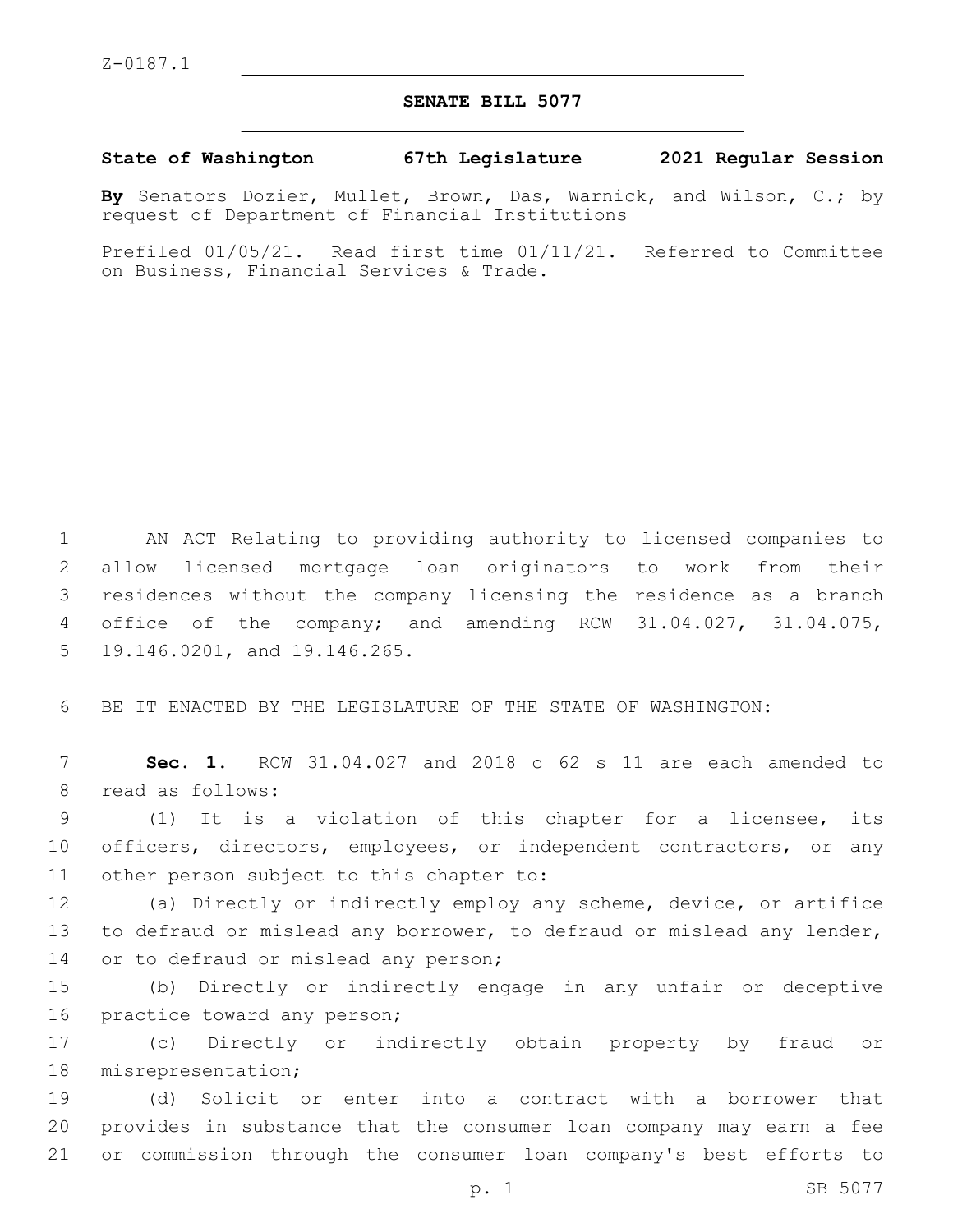Z-0187.1

# SENATE BILL 5077

**State of Washington 67th Legislature 2021 Regular Session**

**By** Senators Dozier, Mullet, Brown, Das, Warnick, and Wilson, C.; by request of Department of Financial Institutions

Prefiled 01/05/21. Read first time 01/11/21. Referred to Committee on Business, Financial Services & Trade.

1 AN ACT Relating to providing authority to licensed companies to
2 allow licensed mortgage loan originators to work from their
3 residences without the company licensing the residence as a branch
4 office of the company; and amending RCW 31.04.027, 31.04.075,
5 19.146.0201, and 19.146.265.

6 BE IT ENACTED BY THE LEGISLATURE OF THE STATE OF WASHINGTON:

7 **Sec. 1.** RCW 31.04.027 and 2018 c 62 s 11 are each amended to
8 read as follows:

9 (1) It is a violation of this chapter for a licensee, its
10 officers, directors, employees, or independent contractors, or any
11 other person subject to this chapter to:

12 (a) Directly or indirectly employ any scheme, device, or artifice
13 to defraud or mislead any borrower, to defraud or mislead any lender,
14 or to defraud or mislead any person;

15 (b) Directly or indirectly engage in any unfair or deceptive
16 practice toward any person;

17 (c) Directly or indirectly obtain property by fraud or
18 misrepresentation;

19 (d) Solicit or enter into a contract with a borrower that
20 provides in substance that the consumer loan company may earn a fee
21 or commission through the consumer loan company's best efforts to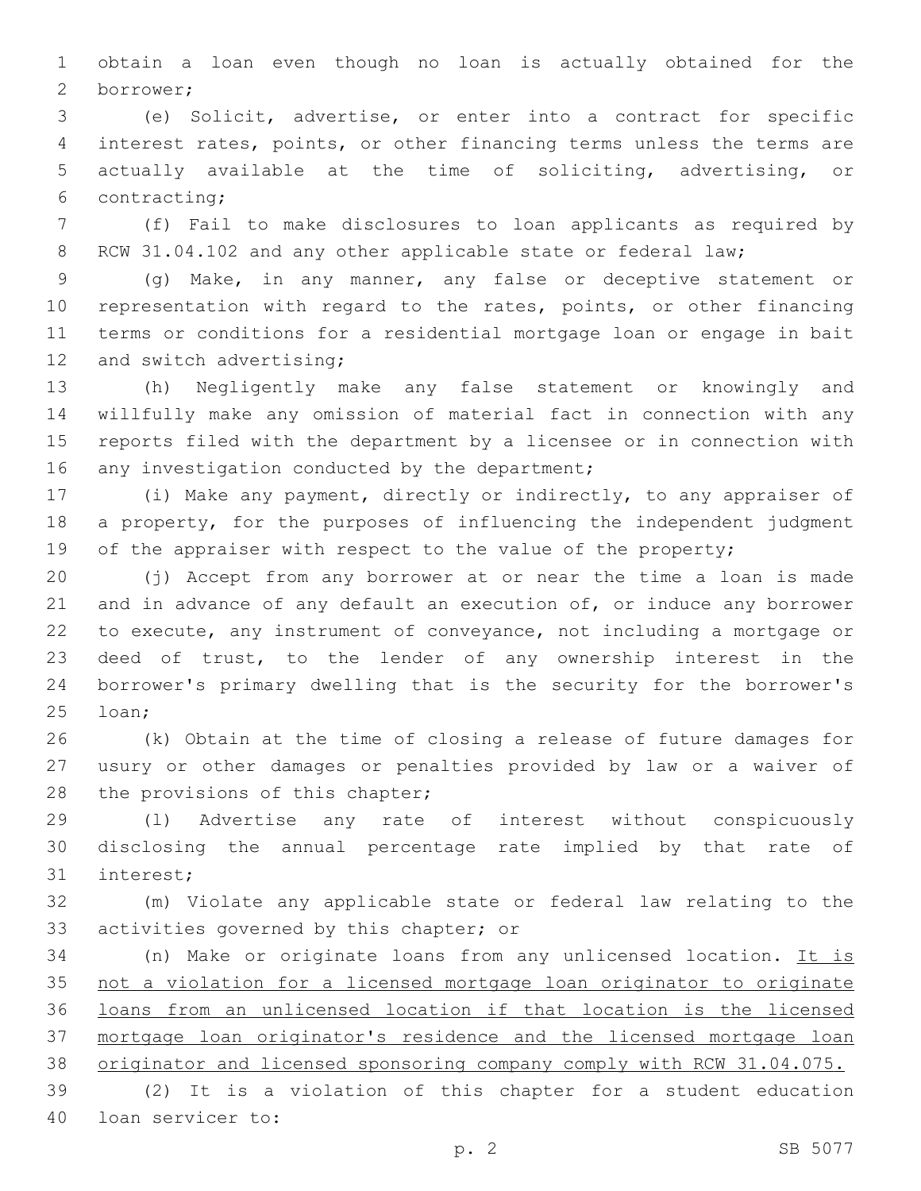obtain a loan even though no loan is actually obtained for the borrower;

(e) Solicit, advertise, or enter into a contract for specific interest rates, points, or other financing terms unless the terms are actually available at the time of soliciting, advertising, or contracting;

(f) Fail to make disclosures to loan applicants as required by RCW 31.04.102 and any other applicable state or federal law;

(g) Make, in any manner, any false or deceptive statement or representation with regard to the rates, points, or other financing terms or conditions for a residential mortgage loan or engage in bait and switch advertising;

(h) Negligently make any false statement or knowingly and willfully make any omission of material fact in connection with any reports filed with the department by a licensee or in connection with any investigation conducted by the department;

(i) Make any payment, directly or indirectly, to any appraiser of a property, for the purposes of influencing the independent judgment of the appraiser with respect to the value of the property;

(j) Accept from any borrower at or near the time a loan is made and in advance of any default an execution of, or induce any borrower to execute, any instrument of conveyance, not including a mortgage or deed of trust, to the lender of any ownership interest in the borrower's primary dwelling that is the security for the borrower's loan;

(k) Obtain at the time of closing a release of future damages for usury or other damages or penalties provided by law or a waiver of the provisions of this chapter;

(l) Advertise any rate of interest without conspicuously disclosing the annual percentage rate implied by that rate of interest;

(m) Violate any applicable state or federal law relating to the activities governed by this chapter; or

(n) Make or originate loans from any unlicensed location. <u>It is not a violation for a licensed mortgage loan originator to originate loans from an unlicensed location if that location is the licensed mortgage loan originator's residence and the licensed mortgage loan originator and licensed sponsoring company comply with RCW 31.04.075.</u>

(2) It is a violation of this chapter for a student education loan servicer to: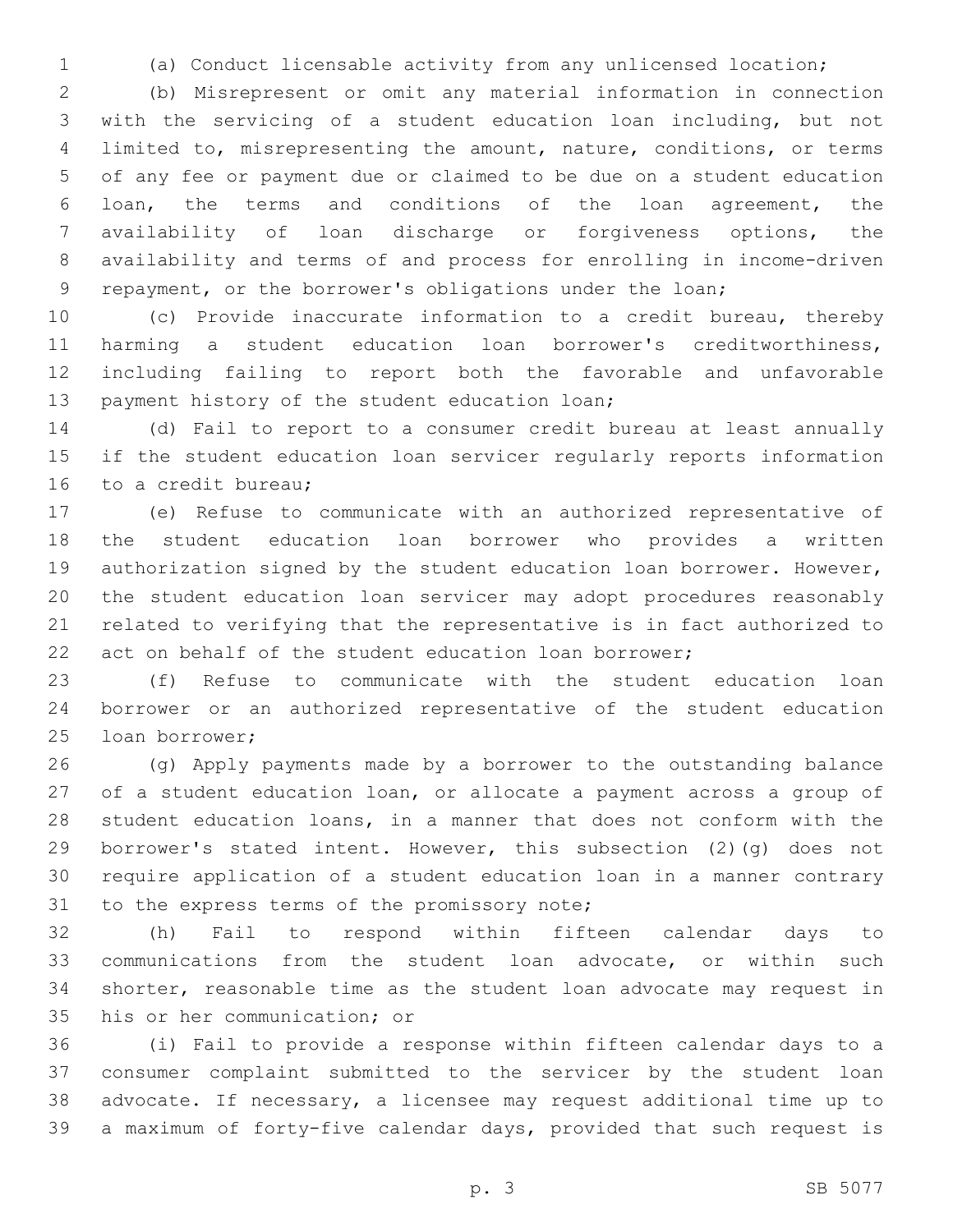(a) Conduct licensable activity from any unlicensed location;

(b) Misrepresent or omit any material information in connection with the servicing of a student education loan including, but not limited to, misrepresenting the amount, nature, conditions, or terms of any fee or payment due or claimed to be due on a student education loan, the terms and conditions of the loan agreement, the availability of loan discharge or forgiveness options, the availability and terms of and process for enrolling in income-driven repayment, or the borrower's obligations under the loan;

(c) Provide inaccurate information to a credit bureau, thereby harming a student education loan borrower's creditworthiness, including failing to report both the favorable and unfavorable payment history of the student education loan;

(d) Fail to report to a consumer credit bureau at least annually if the student education loan servicer regularly reports information to a credit bureau;

(e) Refuse to communicate with an authorized representative of the student education loan borrower who provides a written authorization signed by the student education loan borrower. However, the student education loan servicer may adopt procedures reasonably related to verifying that the representative is in fact authorized to act on behalf of the student education loan borrower;

(f) Refuse to communicate with the student education loan borrower or an authorized representative of the student education loan borrower;

(g) Apply payments made by a borrower to the outstanding balance of a student education loan, or allocate a payment across a group of student education loans, in a manner that does not conform with the borrower's stated intent. However, this subsection (2)(g) does not require application of a student education loan in a manner contrary to the express terms of the promissory note;

(h) Fail to respond within fifteen calendar days to communications from the student loan advocate, or within such shorter, reasonable time as the student loan advocate may request in his or her communication; or

(i) Fail to provide a response within fifteen calendar days to a consumer complaint submitted to the servicer by the student loan advocate. If necessary, a licensee may request additional time up to a maximum of forty-five calendar days, provided that such request is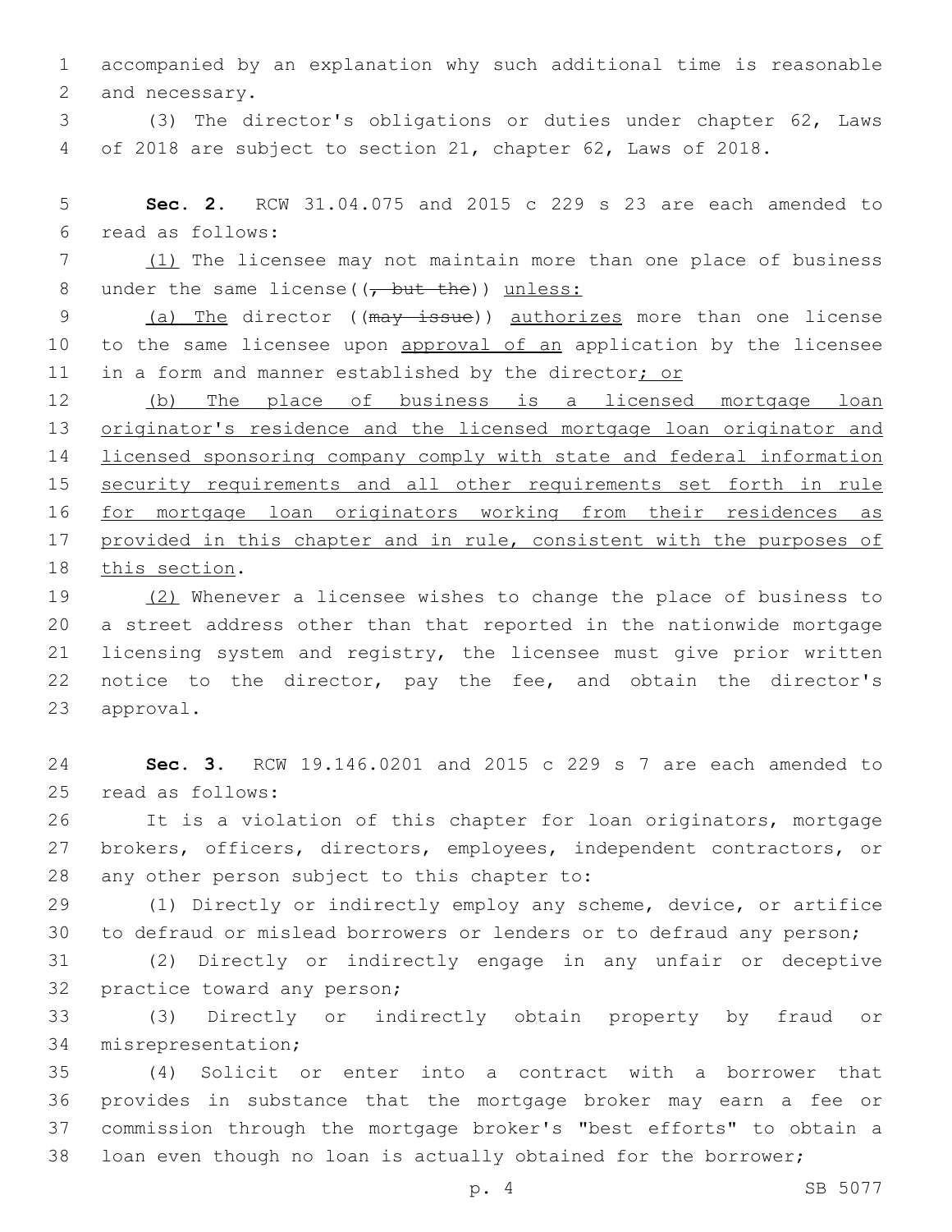accompanied by an explanation why such additional time is reasonable and necessary.

(3) The director's obligations or duties under chapter 62, Laws of 2018 are subject to section 21, chapter 62, Laws of 2018.

**Sec. 2.** RCW 31.04.075 and 2015 c 229 s 23 are each amended to read as follows:

<u>(1)</u> The licensee may not maintain more than one place of business under the same license((~~, but the~~)) <u>unless:</u>

<u>(a) The</u> director ((~~may issue~~)) <u>authorizes</u> more than one license to the same licensee upon <u>approval of an</u> application by the licensee in a form and manner established by the director<u>; or</u>

<u>(b) The place of business is a licensed mortgage loan originator's residence and the licensed mortgage loan originator and licensed sponsoring company comply with state and federal information security requirements and all other requirements set forth in rule for mortgage loan originators working from their residences as provided in this chapter and in rule, consistent with the purposes of this section</u>.

<u>(2)</u> Whenever a licensee wishes to change the place of business to a street address other than that reported in the nationwide mortgage licensing system and registry, the licensee must give prior written notice to the director, pay the fee, and obtain the director's approval.

**Sec. 3.** RCW 19.146.0201 and 2015 c 229 s 7 are each amended to read as follows:

It is a violation of this chapter for loan originators, mortgage brokers, officers, directors, employees, independent contractors, or any other person subject to this chapter to:

(1) Directly or indirectly employ any scheme, device, or artifice to defraud or mislead borrowers or lenders or to defraud any person;

(2) Directly or indirectly engage in any unfair or deceptive practice toward any person;

(3) Directly or indirectly obtain property by fraud or misrepresentation;

(4) Solicit or enter into a contract with a borrower that provides in substance that the mortgage broker may earn a fee or commission through the mortgage broker's "best efforts" to obtain a loan even though no loan is actually obtained for the borrower;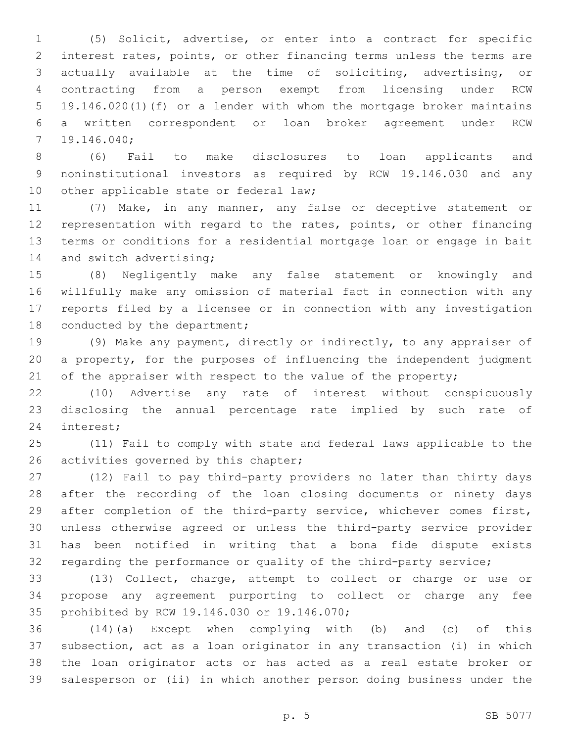(5) Solicit, advertise, or enter into a contract for specific interest rates, points, or other financing terms unless the terms are actually available at the time of soliciting, advertising, or contracting from a person exempt from licensing under RCW 19.146.020(1)(f) or a lender with whom the mortgage broker maintains a written correspondent or loan broker agreement under RCW 19.146.040;

(6) Fail to make disclosures to loan applicants and noninstitutional investors as required by RCW 19.146.030 and any other applicable state or federal law;

(7) Make, in any manner, any false or deceptive statement or representation with regard to the rates, points, or other financing terms or conditions for a residential mortgage loan or engage in bait and switch advertising;

(8) Negligently make any false statement or knowingly and willfully make any omission of material fact in connection with any reports filed by a licensee or in connection with any investigation conducted by the department;

(9) Make any payment, directly or indirectly, to any appraiser of a property, for the purposes of influencing the independent judgment of the appraiser with respect to the value of the property;

(10) Advertise any rate of interest without conspicuously disclosing the annual percentage rate implied by such rate of interest;

(11) Fail to comply with state and federal laws applicable to the activities governed by this chapter;

(12) Fail to pay third-party providers no later than thirty days after the recording of the loan closing documents or ninety days after completion of the third-party service, whichever comes first, unless otherwise agreed or unless the third-party service provider has been notified in writing that a bona fide dispute exists regarding the performance or quality of the third-party service;

(13) Collect, charge, attempt to collect or charge or use or propose any agreement purporting to collect or charge any fee prohibited by RCW 19.146.030 or 19.146.070;

(14)(a) Except when complying with (b) and (c) of this subsection, act as a loan originator in any transaction (i) in which the loan originator acts or has acted as a real estate broker or salesperson or (ii) in which another person doing business under the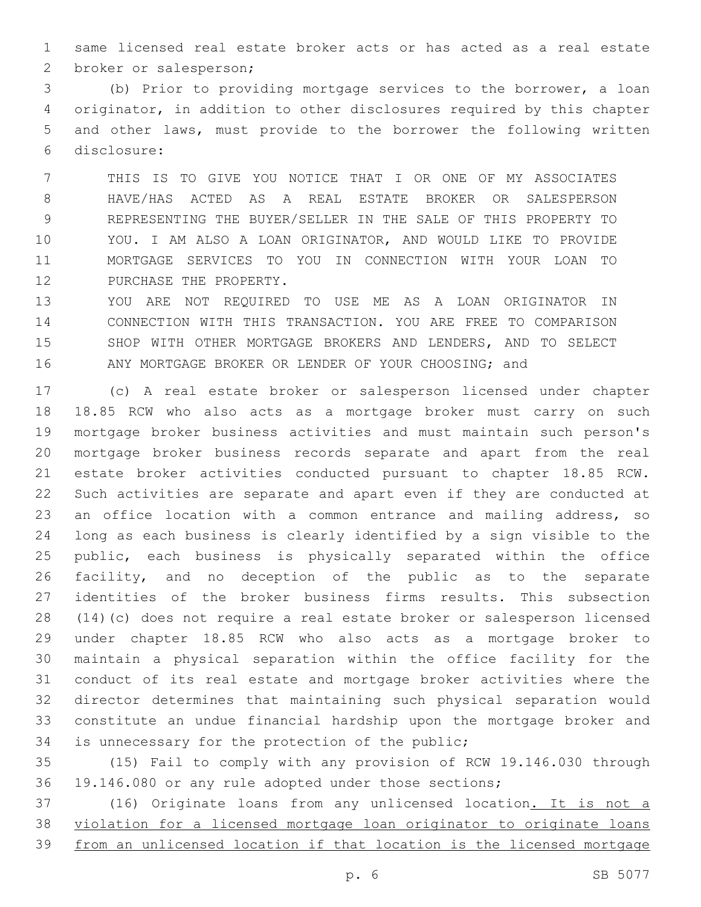same licensed real estate broker acts or has acted as a real estate broker or salesperson;

(b) Prior to providing mortgage services to the borrower, a loan originator, in addition to other disclosures required by this chapter and other laws, must provide to the borrower the following written disclosure:

THIS IS TO GIVE YOU NOTICE THAT I OR ONE OF MY ASSOCIATES HAVE/HAS ACTED AS A REAL ESTATE BROKER OR SALESPERSON REPRESENTING THE BUYER/SELLER IN THE SALE OF THIS PROPERTY TO YOU. I AM ALSO A LOAN ORIGINATOR, AND WOULD LIKE TO PROVIDE MORTGAGE SERVICES TO YOU IN CONNECTION WITH YOUR LOAN TO PURCHASE THE PROPERTY.

YOU ARE NOT REQUIRED TO USE ME AS A LOAN ORIGINATOR IN CONNECTION WITH THIS TRANSACTION. YOU ARE FREE TO COMPARISON SHOP WITH OTHER MORTGAGE BROKERS AND LENDERS, AND TO SELECT ANY MORTGAGE BROKER OR LENDER OF YOUR CHOOSING; and

(c) A real estate broker or salesperson licensed under chapter 18.85 RCW who also acts as a mortgage broker must carry on such mortgage broker business activities and must maintain such person's mortgage broker business records separate and apart from the real estate broker activities conducted pursuant to chapter 18.85 RCW. Such activities are separate and apart even if they are conducted at an office location with a common entrance and mailing address, so long as each business is clearly identified by a sign visible to the public, each business is physically separated within the office facility, and no deception of the public as to the separate identities of the broker business firms results. This subsection (14)(c) does not require a real estate broker or salesperson licensed under chapter 18.85 RCW who also acts as a mortgage broker to maintain a physical separation within the office facility for the conduct of its real estate and mortgage broker activities where the director determines that maintaining such physical separation would constitute an undue financial hardship upon the mortgage broker and is unnecessary for the protection of the public;

(15) Fail to comply with any provision of RCW 19.146.030 through 19.146.080 or any rule adopted under those sections;

(16) Originate loans from any unlicensed location<u>. It is not a violation for a licensed mortgage loan originator to originate loans from an unlicensed location if that location is the licensed mortgage</u>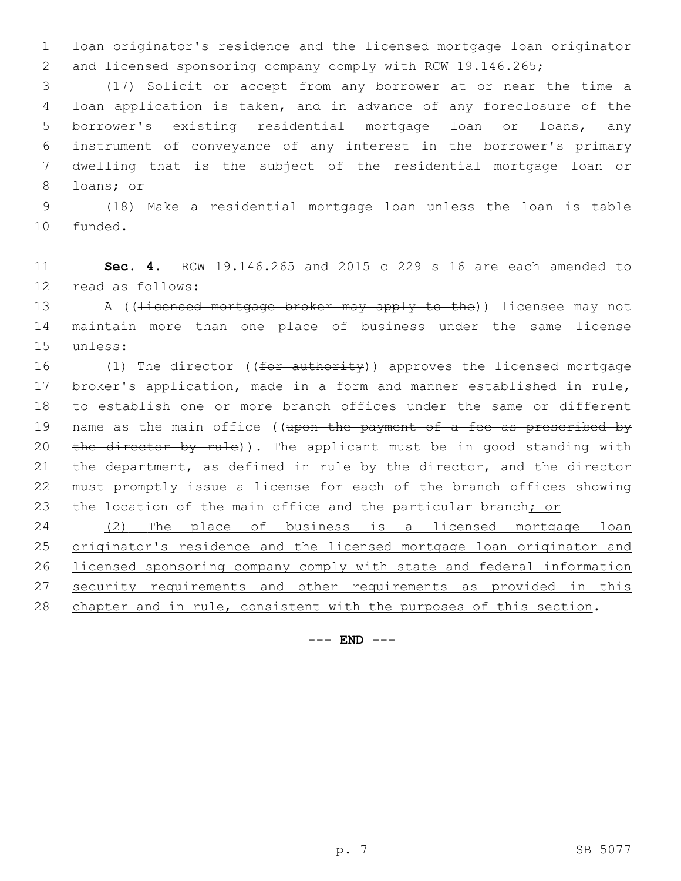loan originator's residence and the licensed mortgage loan originator and licensed sponsoring company comply with RCW 19.146.265;

(17) Solicit or accept from any borrower at or near the time a loan application is taken, and in advance of any foreclosure of the borrower's existing residential mortgage loan or loans, any instrument of conveyance of any interest in the borrower's primary dwelling that is the subject of the residential mortgage loan or loans; or

(18) Make a residential mortgage loan unless the loan is table funded.

**Sec. 4.** RCW 19.146.265 and 2015 c 229 s 16 are each amended to read as follows:

A ((~~licensed mortgage broker may apply to the~~)) licensee may not maintain more than one place of business under the same license unless:

(1) The director ((~~for authority~~)) approves the licensed mortgage broker's application, made in a form and manner established in rule, to establish one or more branch offices under the same or different name as the main office ((~~upon the payment of a fee as prescribed by the director by rule~~)). The applicant must be in good standing with the department, as defined in rule by the director, and the director must promptly issue a license for each of the branch offices showing the location of the main office and the particular branch; or

(2) The place of business is a licensed mortgage loan originator's residence and the licensed mortgage loan originator and licensed sponsoring company comply with state and federal information security requirements and other requirements as provided in this chapter and in rule, consistent with the purposes of this section.

**--- END ---**